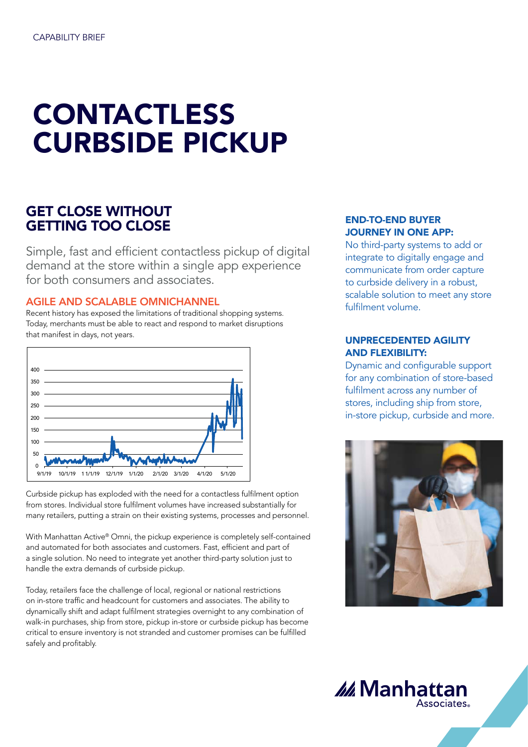CAPABILITY BRIEF

# CONTACTLESS CURBSIDE PICKUP

## GET CLOSE WITHOUT GETTING TOO CLOSE

Simple, fast and efficient contactless pickup of digital demand at the store within a single app experience for both consumers and associates.

### AGILE AND SCALABLE OMNICHANNEL

Recent history has exposed the limitations of traditional shopping systems. Today, merchants must be able to react and respond to market disruptions that manifest in days, not years.

Curbside pickup has exploded with the need for a contactless fulfilment option from stores. Individual store fulfilment volumes have increased substantially for many retailers, putting a strain on their existing systems, processes and personnel.

With Manhattan Active® Omni, the pickup experience is completely self-contained and automated for both associates and customers. Fast, efficient and part of a single solution. No need to integrate yet another third-party solution just to handle the extra demands of curbside pickup.

Today, retailers face the challenge of local, regional or national restrictions on in-store traffic and headcount for customers and associates. The ability to dynamically shift and adapt fulfilment strategies overnight to any combination of walk-in purchases, ship from store, pickup in-store or curbside pickup has become critical to ensure inventory is not stranded and customer promises can be fulfilled safely and profitably.

### END-TO-END BUYER JOURNEY IN ONE APP:

No third-party systems to add or integrate to digitally engage and communicate from order capture to curbside delivery in a robust, scalable solution to meet any store fulfilment volume.

### UNPRECEDENTED AGILITY AND FLEXIBILITY:

Dynamic and configurable support for any combination of store-based fulfilment across any number of stores, including ship from store, in-store pickup, curbside and more.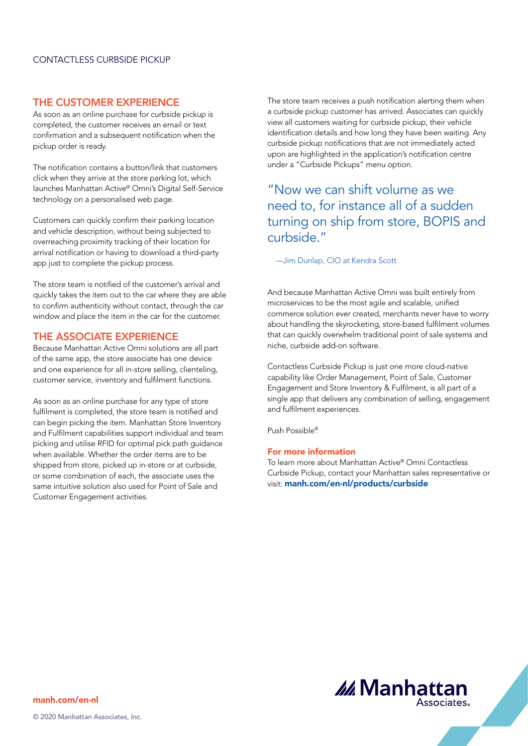## THE CUSTOMER EXPERIENCE

As soon as an online purchase for curbside pickup is completed, the customer receives an email or text confirmation and a subsequent notification when the pickup order is ready.

The notification contains a button/link that customers click when they arrive at the store parking lot, which launches Manhattan Active® Omni's Digital Self-Service technology on a personalised web page.

Customers can quickly confirm their parking location and vehicle description, without being subjected to overreaching proximity tracking of their location for arrival notification or having to download a third-party app just to complete the pickup process.

The store team is notified of the customer's arrival and quickly takes the item out to the car where they are able to confirm authenticity without contact, through the car window and place the item in the car for the customer.

## THE ASSOCIATE EXPERIENCE

Because Manhattan Active Omni solutions are all part of the same app, the store associate has one device and one experience for all in-store selling, clienteling, customer service, inventory and fulfilment functions.

As soon as an online purchase for any type of store fulfilment is completed, the store team is notified and can begin picking the item. Manhattan Store Inventory and Fulfilment capabilities support individual and team picking and utilise RFID for optimal pick path guidance when available. Whether the order items are to be shipped from store, picked up in-store or at curbside, or some combination of each, the associate uses the same intuitive solution also used for Point of Sale and Customer Engagement activities.

The store team receives a push notification alerting them when a curbside pickup customer has arrived. Associates can quickly view all customers waiting for curbside pickup, their vehicle identification details and how long they have been waiting. Any curbside pickup notifications that are not immediately acted upon are highlighted in the application's notification centre under a "Curbside Pickups" menu option.

> "Now we can shift volume as we need to, for instance all of a sudden turning on ship from store, BOPIS and curbside."
>
> —Jim Dunlap, CIO at Kendra Scott

And because Manhattan Active Omni was built entirely from microservices to be the most agile and scalable, unified commerce solution ever created, merchants never have to worry about handling the skyrocketing, store-based fulfilment volumes that can quickly overwhelm traditional point of sale systems and niche, curbside add-on software.

Contactless Curbside Pickup is just one more cloud-native capability like Order Management, Point of Sale, Customer Engagement and Store Inventory & Fulfilment, is all part of a single app that delivers any combination of selling, engagement and fulfilment experiences.

Push Possible®.

**For more information**

To learn more about Manhattan Active® Omni Contactless Curbside Pickup, contact your Manhattan sales representative or visit: **manh.com/en-nl/products/curbside**

Manhattan Associates®

**manh.com/en-nl**

© 2020 Manhattan Associates, Inc.